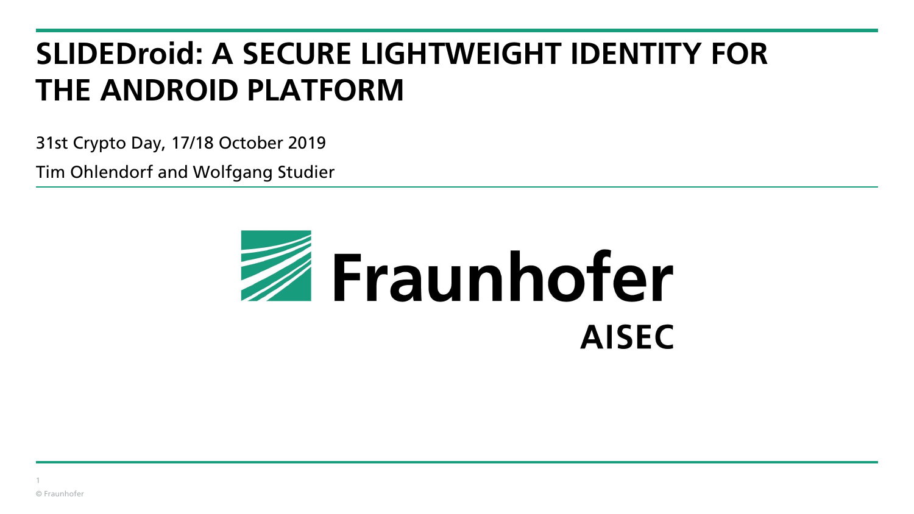# SLIDEDroid: A SECURE LIGHTWEIGHT IDENTITY FOR THE ANDROID PLATFORM

31st Crypto Day, 17/18 October 2019

Tim Ohlendorf and Wolfgang Studier

Fraunhofer

AISEC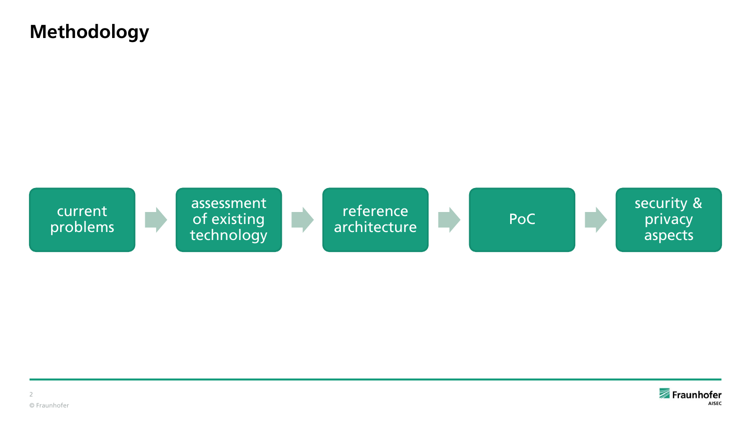# Methodology

current problems → assessment of existing technology → reference architecture → PoC → security & privacy aspects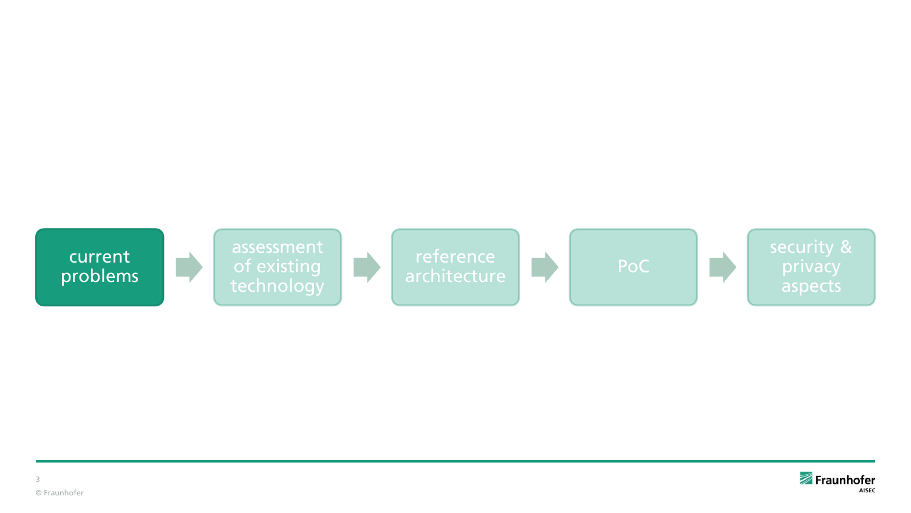current problems → assessment of existing technology → reference architecture → PoC → security & privacy aspects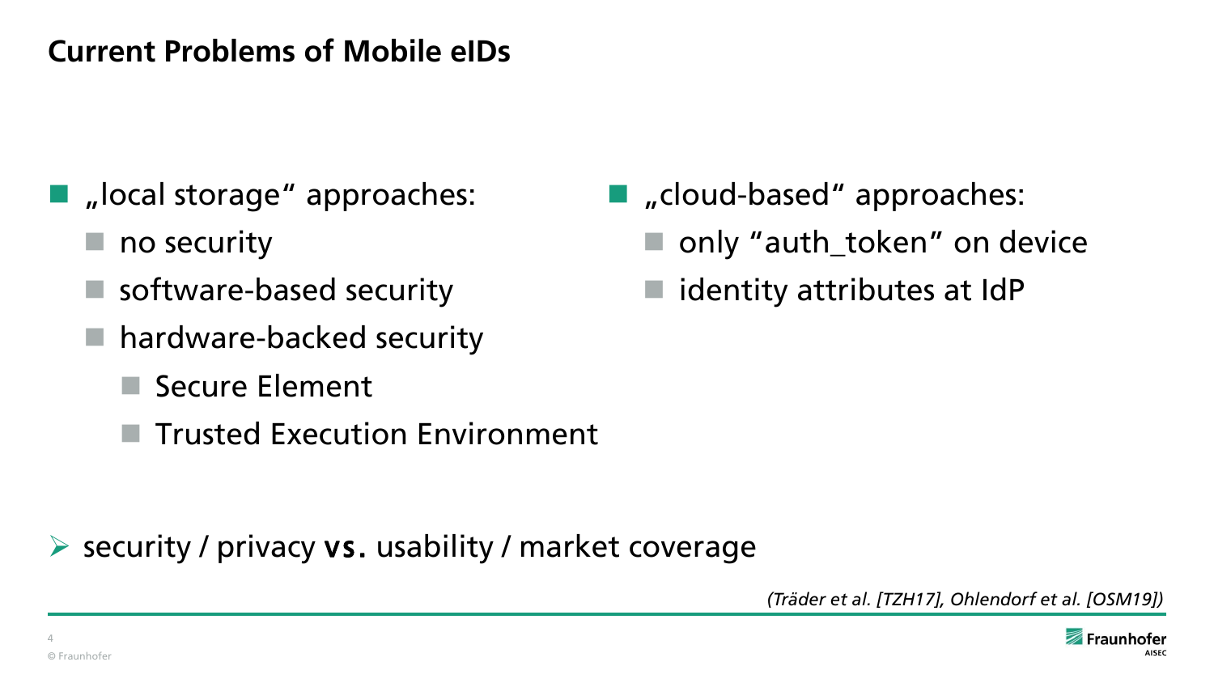# Current Problems of Mobile eIDs

- „local storage" approaches:
  - no security
  - software-based security
  - hardware-backed security
    - Secure Element
    - Trusted Execution Environment
- „cloud-based" approaches:
  - only "auth_token" on device
  - identity attributes at IdP

➢ security / privacy **vs.** usability / market coverage

*(Träder et al. [TZH17], Ohlendorf et al. [OSM19])*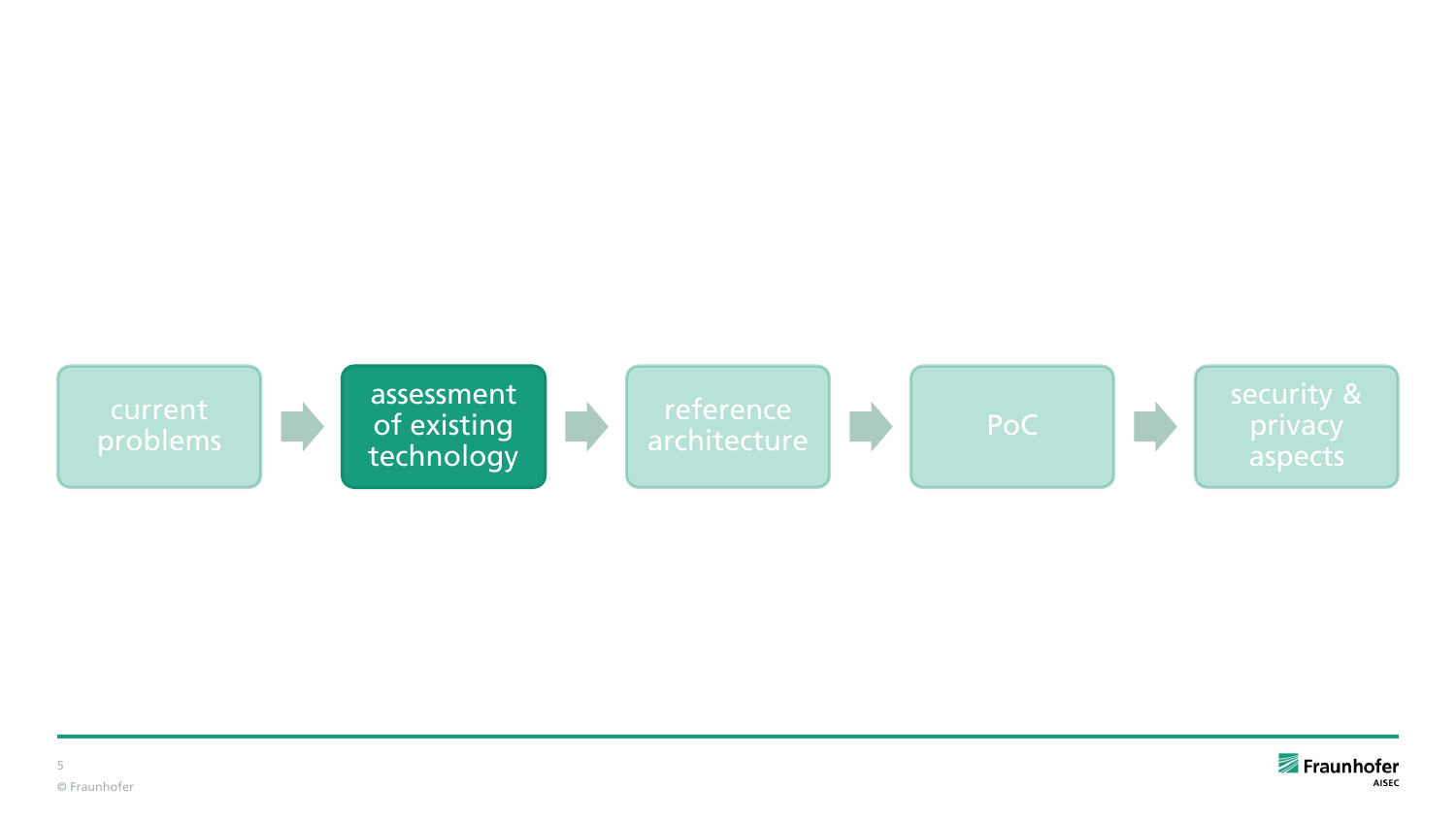current problems → **assessment of existing technology** → reference architecture → PoC → security & privacy aspects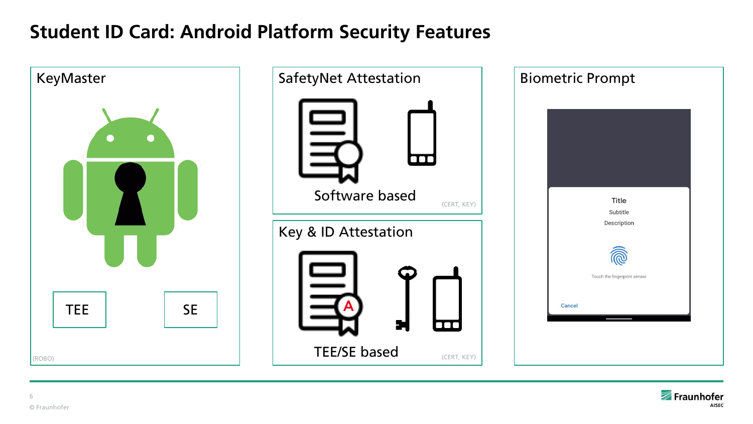# Student ID Card: Android Platform Security Features

## KeyMaster

TEE

SE

(ROBO)

## SafetyNet Attestation

Software based

(CERT, KEY)

## Key & ID Attestation

TEE/SE based

(CERT, KEY)

## Biometric Prompt

Title

Subtitle

Description

Touch the fingerprint sensor

Cancel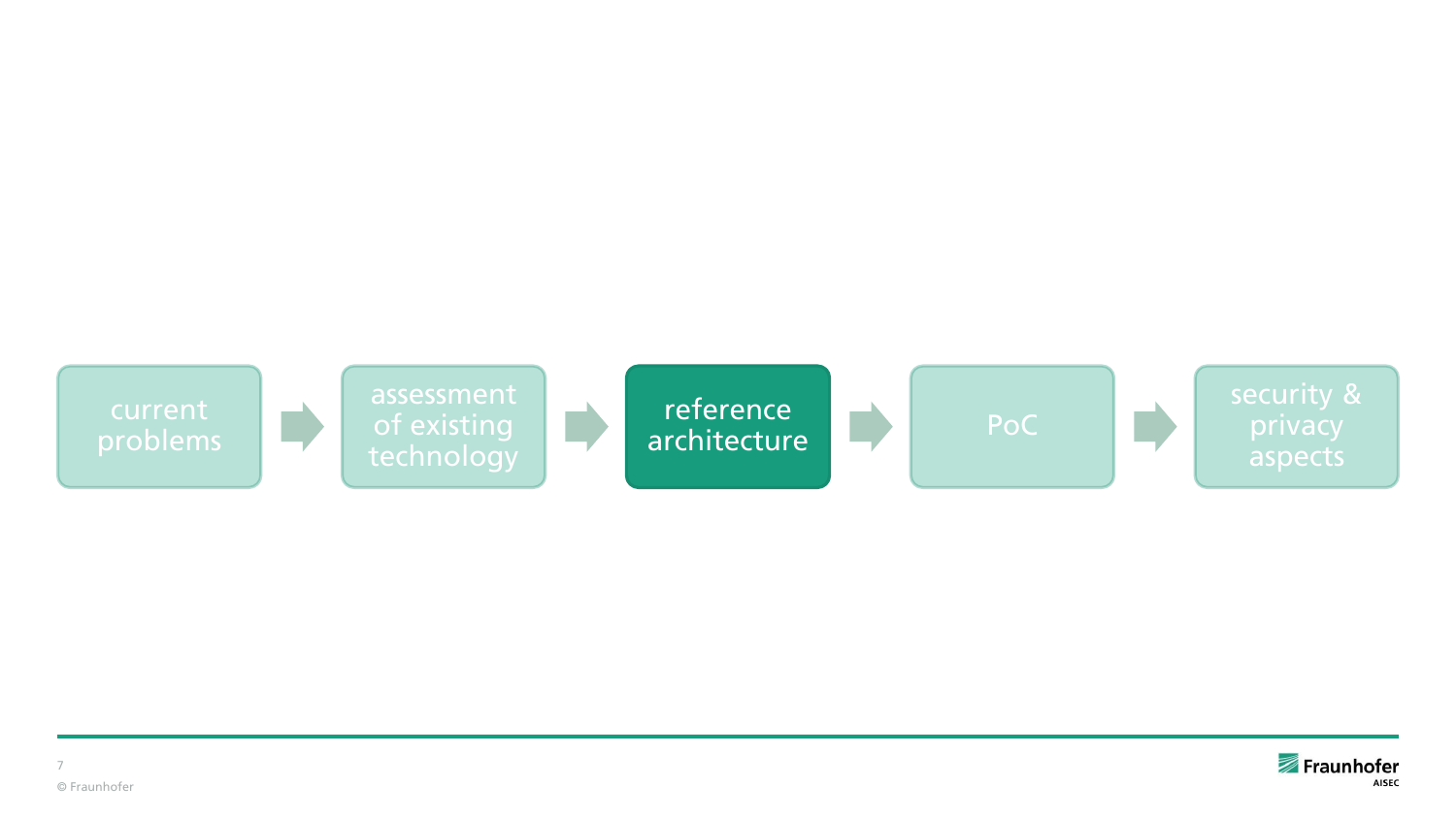current problems → assessment of existing technology → **reference architecture** → PoC → security & privacy aspects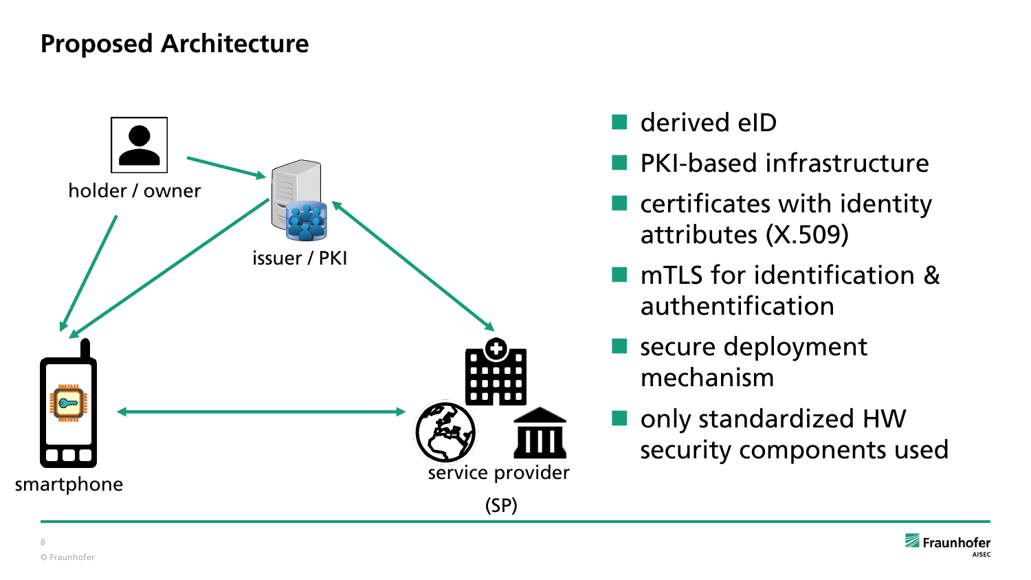# Proposed Architecture

holder / owner

issuer / PKI

smartphone

service provider (SP)

- derived eID
- PKI-based infrastructure
- certificates with identity attributes (X.509)
- mTLS for identification & authentification
- secure deployment mechanism
- only standardized HW security components used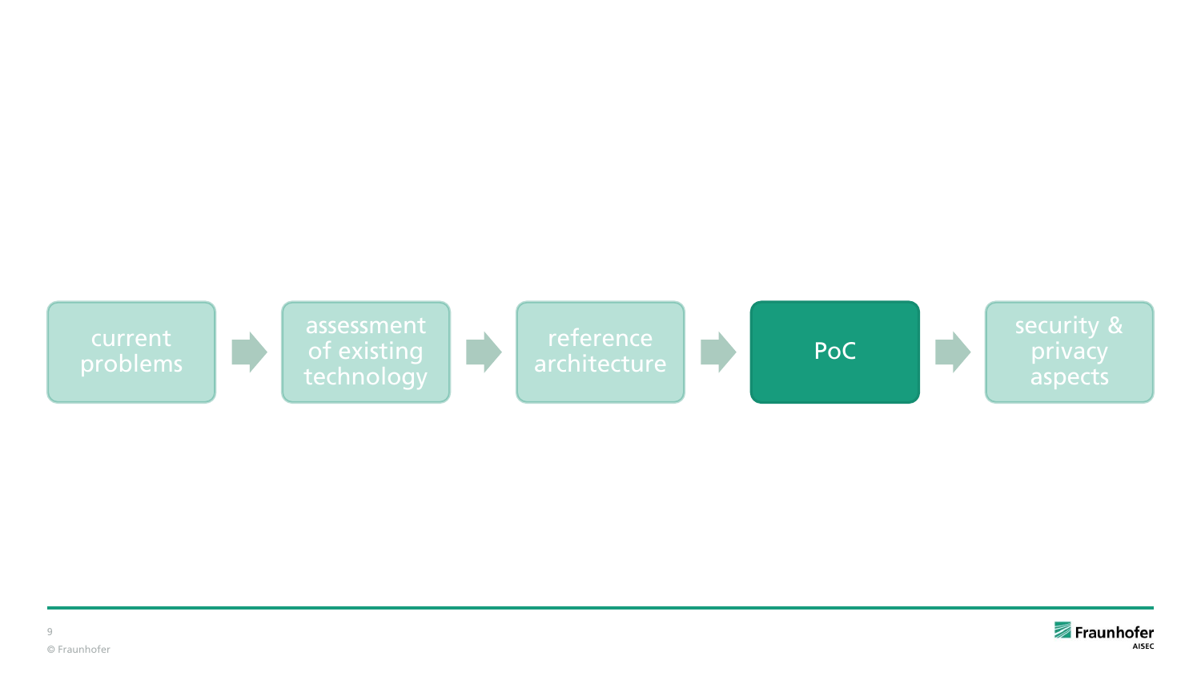current problems → assessment of existing technology → reference architecture → **PoC** → security & privacy aspects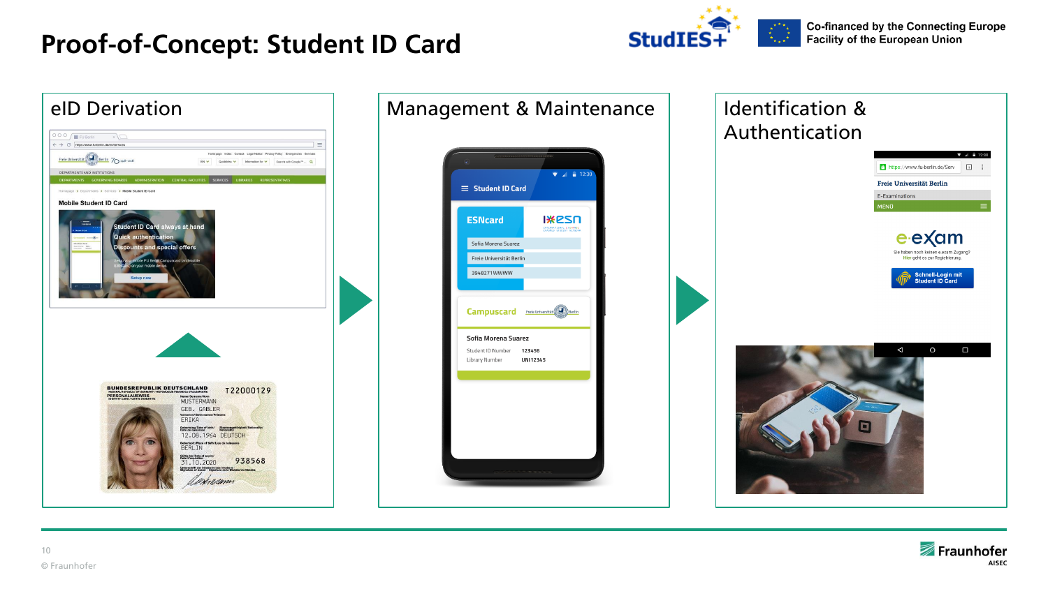# Proof-of-Concept: Student ID Card

Co-financed by the Connecting Europe Facility of the European Union

## eID Derivation

## Management & Maintenance

## Identification & Authentication

© Fraunhofer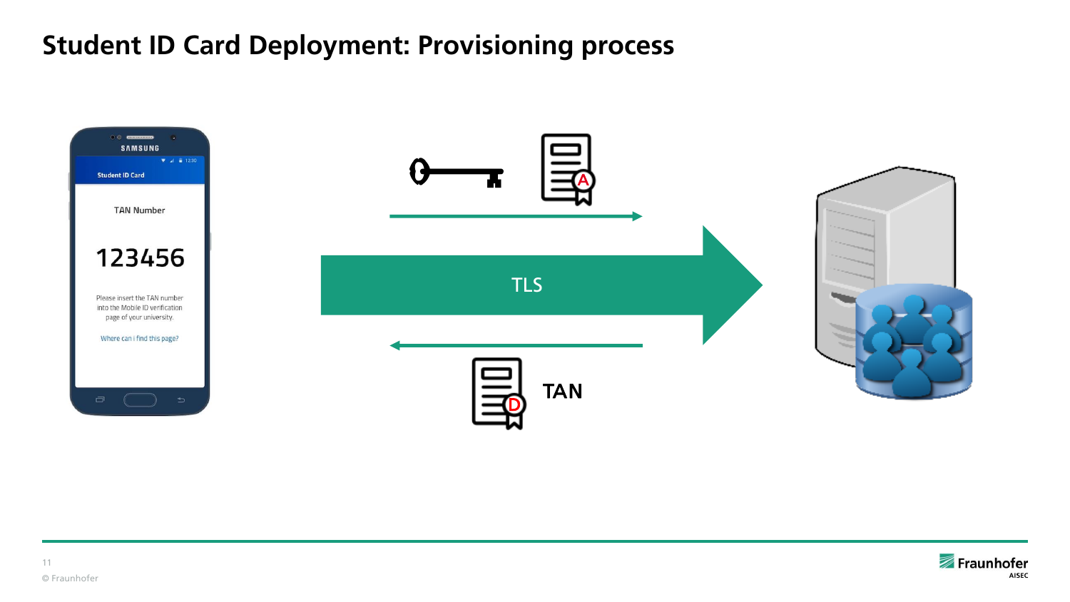# Student ID Card Deployment: Provisioning process

TAN Number

123456

Please insert the TAN number into the Mobile ID verification page of your university.

Where can i find this page?

TLS

TAN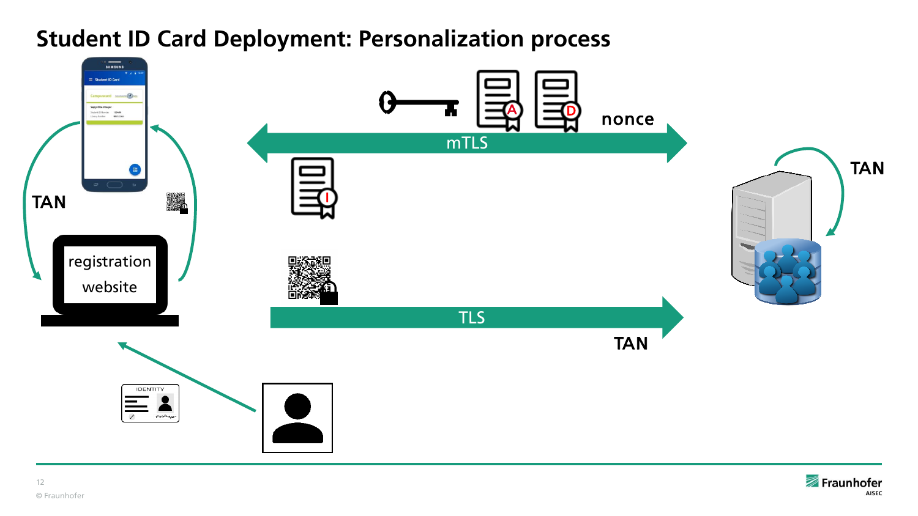# Student ID Card Deployment: Personalization process

registration website

TAN

TAN

mTLS

nonce

TLS

TAN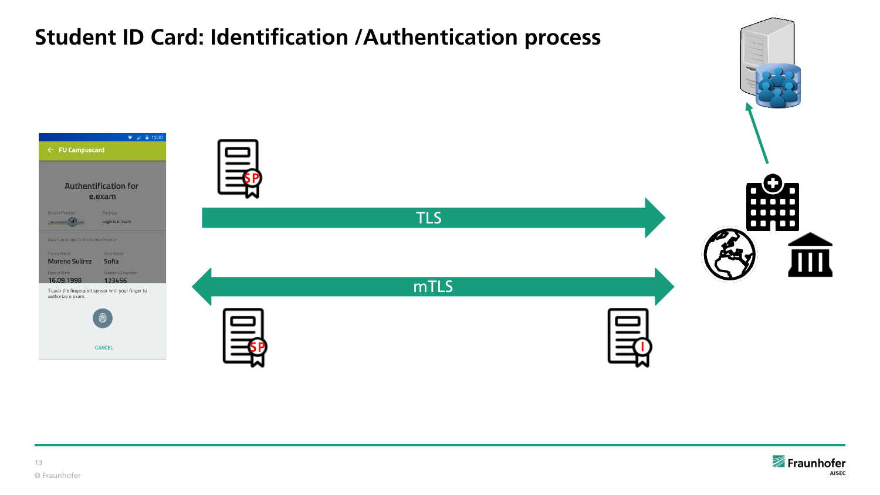# Student ID Card: Identification /Authentication process

FU Campuscard

Authentification for e.exam

Service Provider | Purpose: Login to E-Exam

Data transmitted to the Service Provider

Family Name: Moreno Suárez
First Name: Sofia
Date of Birth: 16.09.1998
Student ID Number: 123456

Touch the fingerprint sensor with your finger to authorize e.exam.

CANCEL

SP

TLS

mTLS

SP

I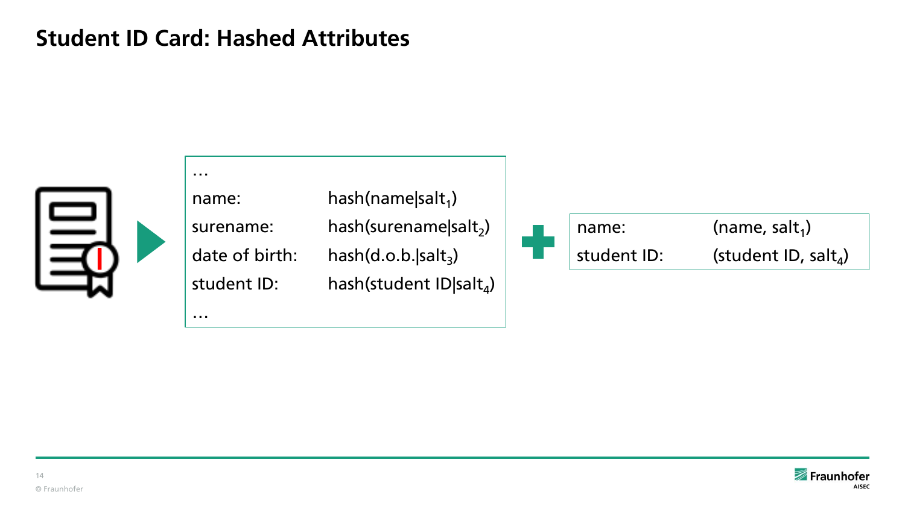# Student ID Card: Hashed Attributes

| | |
|---|---|
| … | |
| name: | hash(name\|$salt_1$) |
| surename: | hash(surename\|$salt_2$) |
| date of birth: | hash(d.o.b.\|$salt_3$) |
| student ID: | hash(student ID\|$salt_4$) |
| … | |

\+

| | |
|---|---|
| name: | (name, $salt_1$) |
| student ID: | (student ID, $salt_4$) |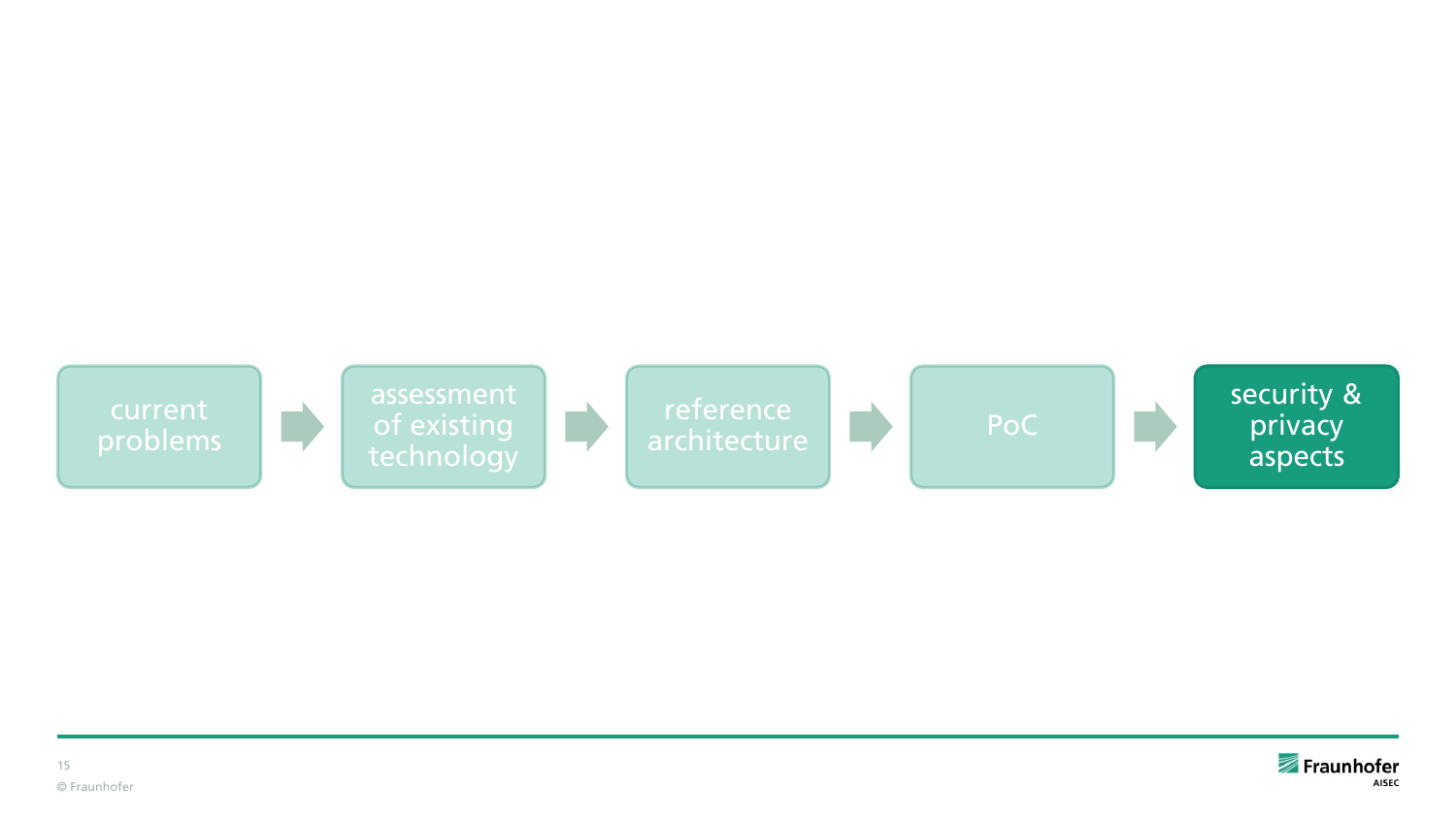current problems → assessment of existing technology → reference architecture → PoC → **security & privacy aspects**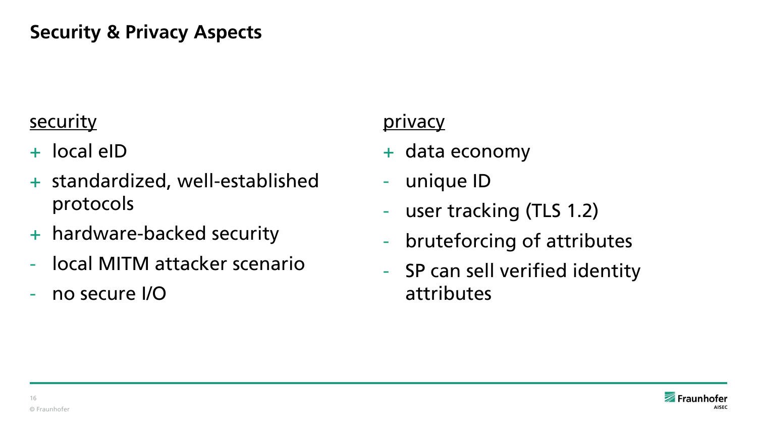# Security & Privacy Aspects

<u>security</u>

+ local eID
+ standardized, well-established protocols
+ hardware-backed security
- local MITM attacker scenario
- no secure I/O

<u>privacy</u>

+ data economy
- unique ID
- user tracking (TLS 1.2)
- bruteforcing of attributes
- SP can sell verified identity attributes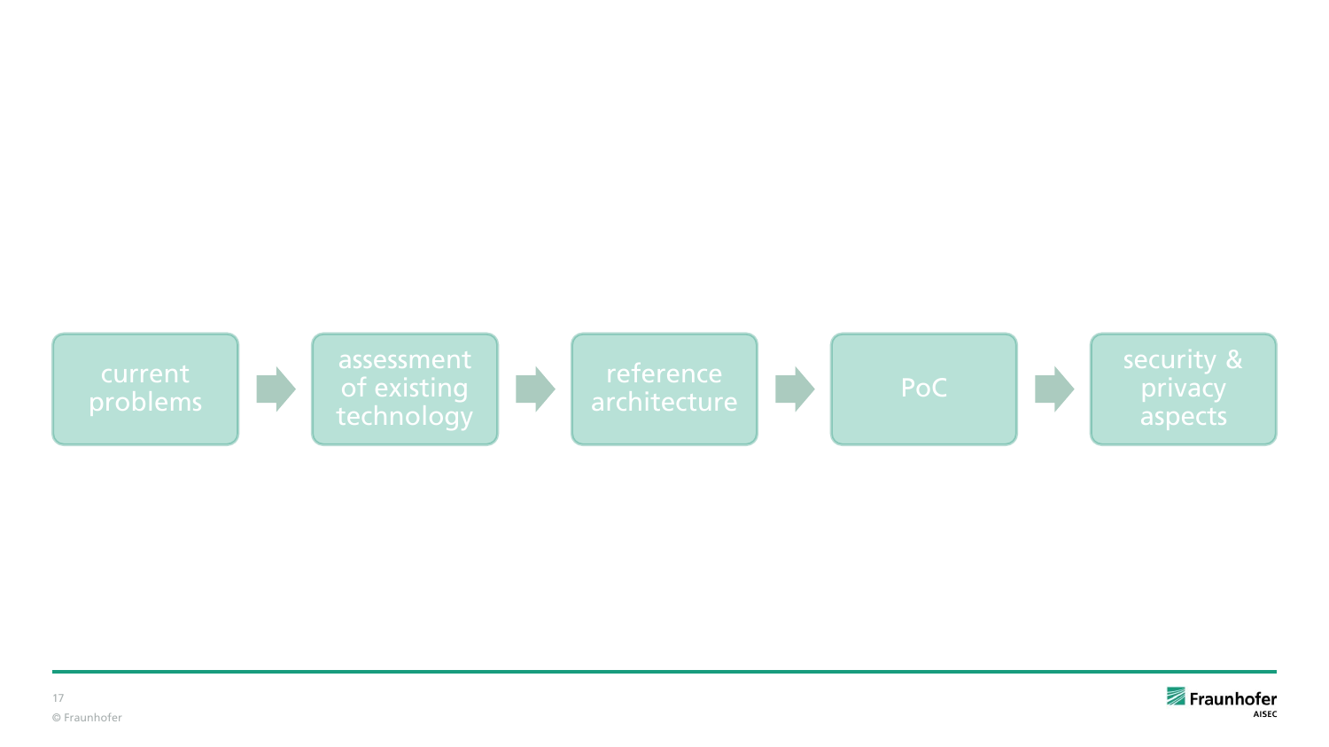current problems → assessment of existing technology → reference architecture → PoC → security & privacy aspects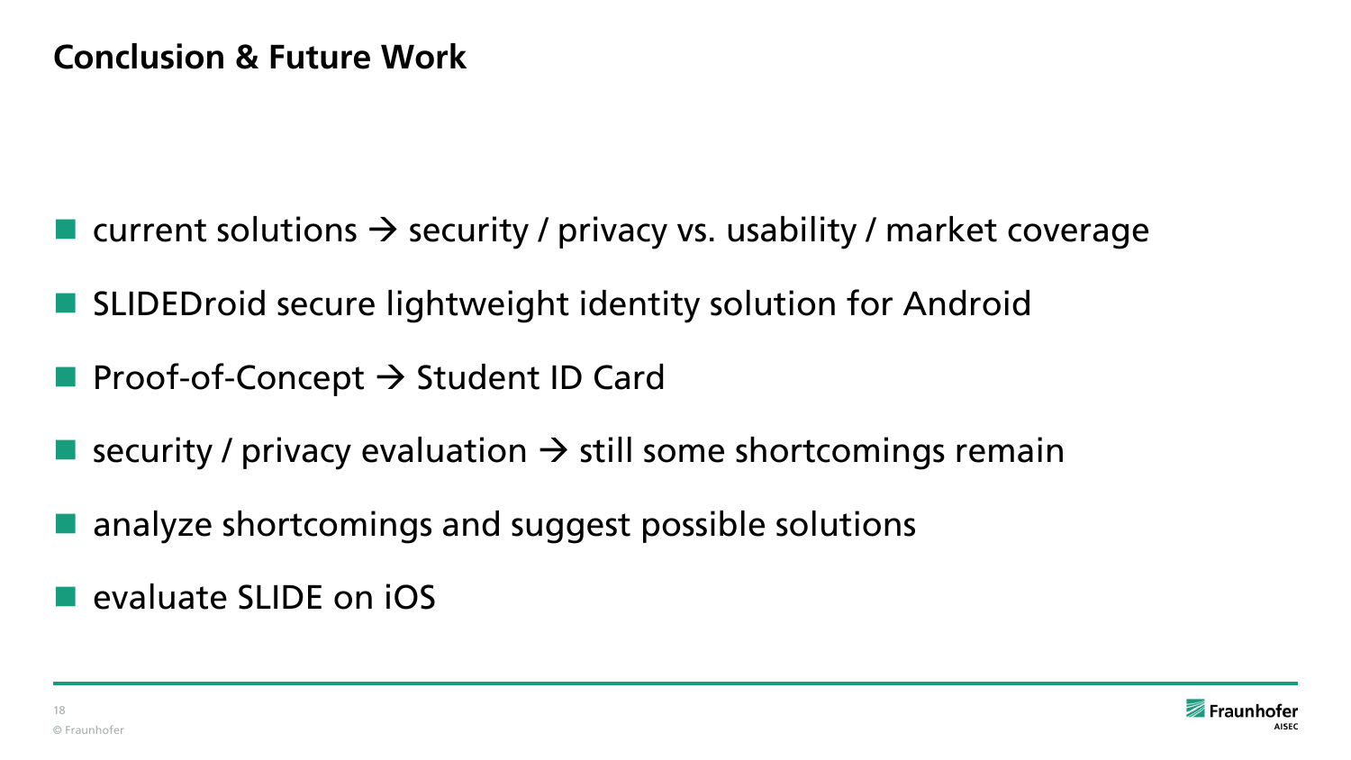# Conclusion & Future Work

- current solutions → security / privacy vs. usability / market coverage
- SLIDEDroid secure lightweight identity solution for Android
- Proof-of-Concept → Student ID Card
- security / privacy evaluation → still some shortcomings remain
- analyze shortcomings and suggest possible solutions
- evaluate SLIDE on iOS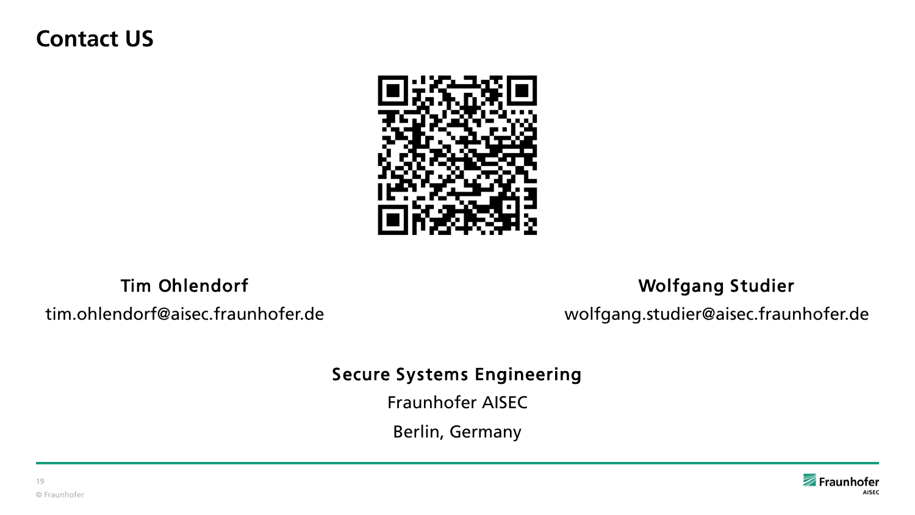# Contact US

**Tim Ohlendorf**

tim.ohlendorf@aisec.fraunhofer.de

**Wolfgang Studier**

wolfgang.studier@aisec.fraunhofer.de

**Secure Systems Engineering**

Fraunhofer AISEC

Berlin, Germany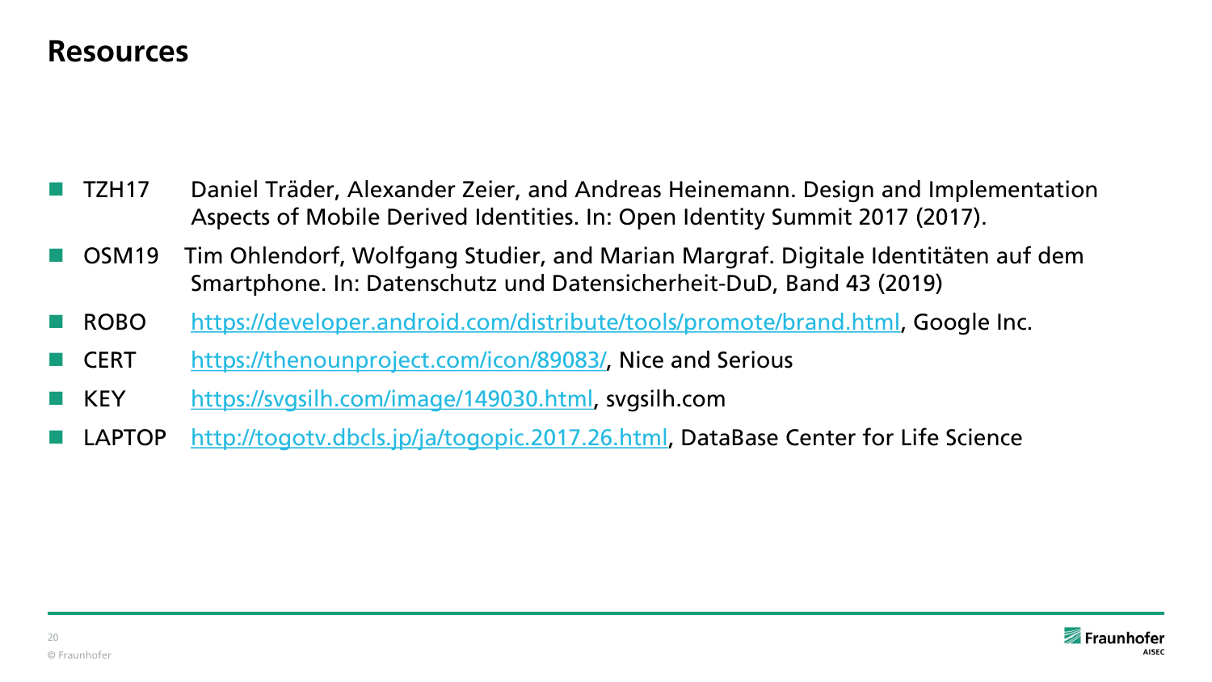# Resources

- TZH17 Daniel Träder, Alexander Zeier, and Andreas Heinemann. Design and Implementation Aspects of Mobile Derived Identities. In: Open Identity Summit 2017 (2017).
- OSM19 Tim Ohlendorf, Wolfgang Studier, and Marian Margraf. Digitale Identitäten auf dem Smartphone. In: Datenschutz und Datensicherheit-DuD, Band 43 (2019)
- ROBO https://developer.android.com/distribute/tools/promote/brand.html, Google Inc.
- CERT https://thenounproject.com/icon/89083/, Nice and Serious
- KEY https://svgsilh.com/image/149030.html, svgsilh.com
- LAPTOP http://togotv.dbcls.jp/ja/togopic.2017.26.html, DataBase Center for Life Science